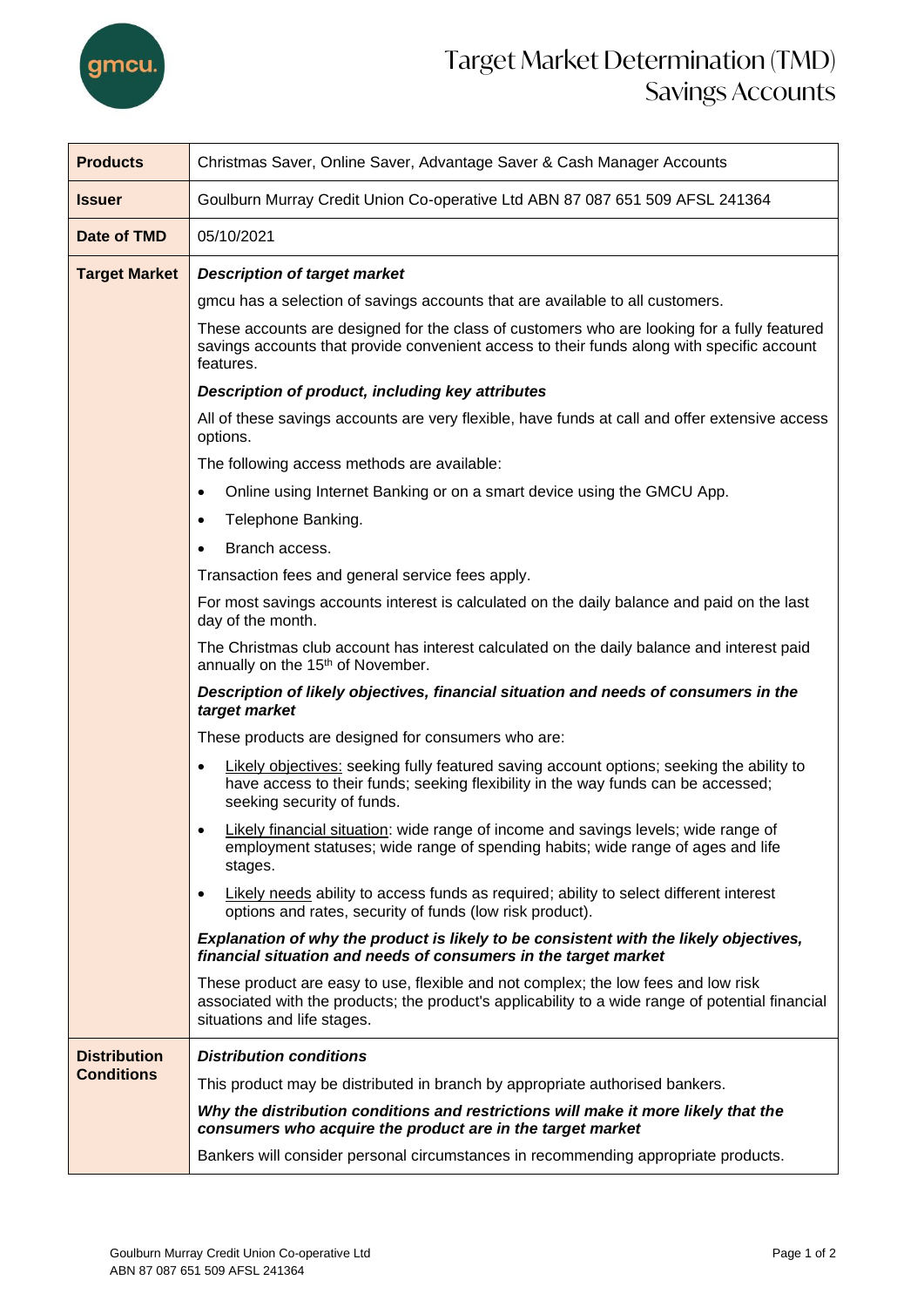# Target Market Determination (TMD)
## Savings Accounts

| **Products** | Christmas Saver, Online Saver, Advantage Saver & Cash Manager Accounts |
|---|---|
| **Issuer** | Goulburn Murray Credit Union Co-operative Ltd ABN 87 087 651 509 AFSL 241364 |
| **Date of TMD** | 05/10/2021 |
| **Target Market** | ***Description of target market*** <br><br> gmcu has a selection of savings accounts that are available to all customers. <br><br> These accounts are designed for the class of customers who are looking for a fully featured savings accounts that provide convenient access to their funds along with specific account features. <br><br> ***Description of product, including key attributes*** <br><br> All of these savings accounts are very flexible, have funds at call and offer extensive access options. <br><br> The following access methods are available: <br> • Online using Internet Banking or on a smart device using the GMCU App. <br> • Telephone Banking. <br> • Branch access. <br><br> Transaction fees and general service fees apply. <br><br> For most savings accounts interest is calculated on the daily balance and paid on the last day of the month. <br><br> The Christmas club account has interest calculated on the daily balance and interest paid annually on the 15th of November. <br><br> ***Description of likely objectives, financial situation and needs of consumers in the target market*** <br><br> These products are designed for consumers who are: <br> • Likely objectives: seeking fully featured saving account options; seeking the ability to have access to their funds; seeking flexibility in the way funds can be accessed; seeking security of funds. <br> • Likely financial situation: wide range of income and savings levels; wide range of employment statuses; wide range of spending habits; wide range of ages and life stages. <br> • Likely needs ability to access funds as required; ability to select different interest options and rates, security of funds (low risk product). <br><br> ***Explanation of why the product is likely to be consistent with the likely objectives, financial situation and needs of consumers in the target market*** <br><br> These product are easy to use, flexible and not complex; the low fees and low risk associated with the products; the product's applicability to a wide range of potential financial situations and life stages. |
| **Distribution Conditions** | ***Distribution conditions*** <br><br> This product may be distributed in branch by appropriate authorised bankers. <br><br> ***Why the distribution conditions and restrictions will make it more likely that the consumers who acquire the product are in the target market*** <br><br> Bankers will consider personal circumstances in recommending appropriate products. |

Goulburn Murray Credit Union Co-operative Ltd
ABN 87 087 651 509 AFSL 241364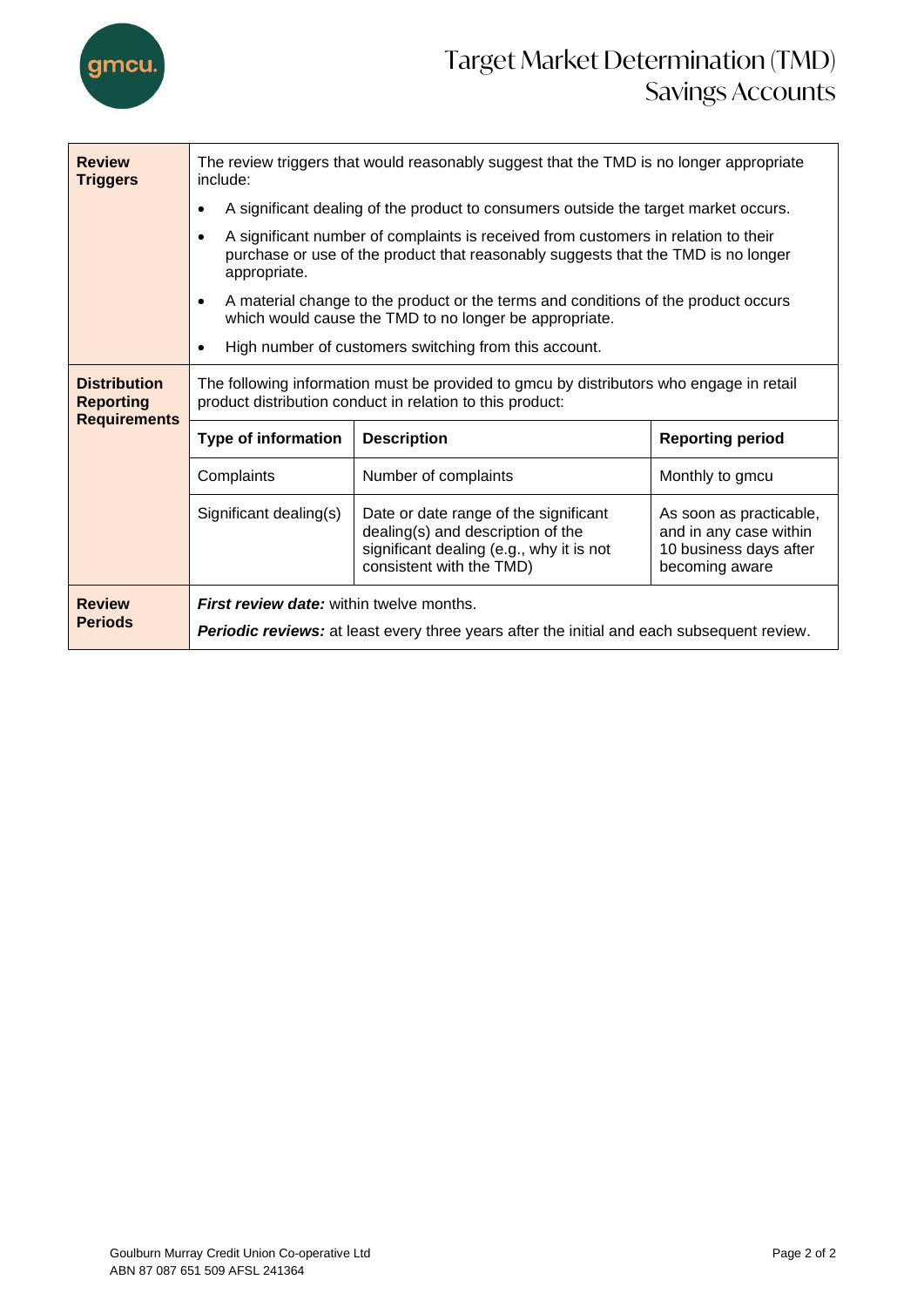| | |
|---|---|
| **Review Triggers** | The review triggers that would reasonably suggest that the TMD is no longer appropriate include:<br>• A significant dealing of the product to consumers outside the target market occurs.<br>• A significant number of complaints is received from customers in relation to their purchase or use of the product that reasonably suggests that the TMD is no longer appropriate.<br>• A material change to the product or the terms and conditions of the product occurs which would cause the TMD to no longer be appropriate.<br>• High number of customers switching from this account. |
| **Distribution Reporting Requirements** | The following information must be provided to gmcu by distributors who engage in retail product distribution conduct in relation to this product: |

| Type of information | Description | Reporting period |
|---|---|---|
| Complaints | Number of complaints | Monthly to gmcu |
| Significant dealing(s) | Date or date range of the significant dealing(s) and description of the significant dealing (e.g., why it is not consistent with the TMD) | As soon as practicable, and in any case within 10 business days after becoming aware |

| | |
|---|---|
| **Review Periods** | ***First review date:*** within twelve months.<br>***Periodic reviews:*** at least every three years after the initial and each subsequent review. |

Goulburn Murray Credit Union Co-operative Ltd
ABN 87 087 651 509 AFSL 241364